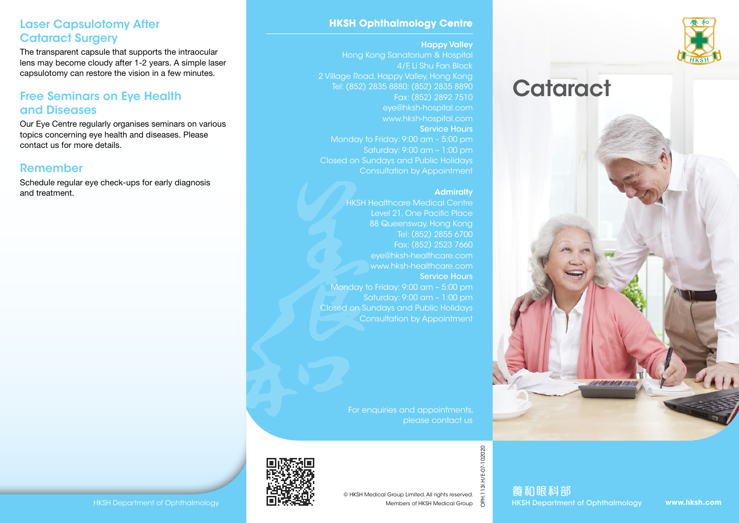## Laser Capsulotomy After Cataract Surgery

The transparent capsule that supports the intraocular lens may become cloudy after 1-2 years. A simple laser capsulotomy can restore the vision in a few minutes.

## Free Seminars on Eye Health and Diseases

Our Eye Centre regularly organises seminars on various topics concerning eye health and diseases. Please contact us for more details.

## Remember

Schedule regular eye check-ups for early diagnosis and treatment.

HKSH Department of Ophthalmology

## HKSH Ophthalmology Centre

**Happy Valley**
Hong Kong Sanatorium & Hospital
4/F, Li Shu Fan Block
2 Village Road, Happy Valley, Hong Kong
Tel: (852) 2835 8880; (852) 2835 8890
Fax: (852) 2892 7510
eye@hksh-hospital.com
www.hksh-hospital.com
**Service Hours**
Monday to Friday: 9:00 am – 5:00 pm
Saturday: 9:00 am – 1:00 pm
Closed on Sundays and Public Holidays
Consultation by Appointment

**Admiralty**
HKSH Healthcare Medical Centre
Level 21, One Pacific Place
88 Queensway, Hong Kong
Tel: (852) 2855 6700
Fax: (852) 2523 7660
eye@hksh-healthcare.com
www.hksh-healthcare.com
**Service Hours**
Monday to Friday: 9:00 am – 5:00 pm
Saturday: 9:00 am – 1:00 pm
Closed on Sundays and Public Holidays
Consultation by Appointment

For enquiries and appointments, please contact us

© HKSH Medical Group Limited. All rights reserved.
Members of HKSH Medical Group

OPH.113I.H/E-07-102020

# Cataract

養和眼科部
HKSH Department of Ophthalmology

**www.hksh.com**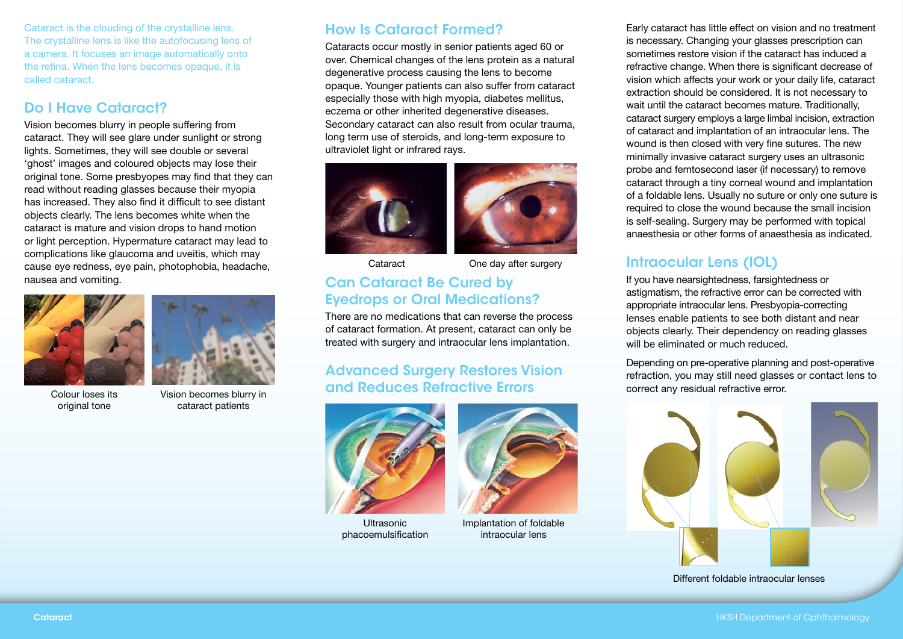Cataract is the clouding of the crystalline lens. The crystalline lens is like the autofocusing lens of a camera. It focuses an image automatically onto the retina. When the lens becomes opaque, it is called cataract.

## Do I Have Cataract?

Vision becomes blurry in people suffering from cataract. They will see glare under sunlight or strong lights. Sometimes, they will see double or several 'ghost' images and coloured objects may lose their original tone. Some presbyopes may find that they can read without reading glasses because their myopia has increased. They also find it difficult to see distant objects clearly. The lens becomes white when the cataract is mature and vision drops to hand motion or light perception. Hypermature cataract may lead to complications like glaucoma and uveitis, which may cause eye redness, eye pain, photophobia, headache, nausea and vomiting.

Colour loses its original tone

Vision becomes blurry in cataract patients

## How Is Cataract Formed?

Cataracts occur mostly in senior patients aged 60 or over. Chemical changes of the lens protein as a natural degenerative process causing the lens to become opaque. Younger patients can also suffer from cataract especially those with high myopia, diabetes mellitus, eczema or other inherited degenerative diseases. Secondary cataract can also result from ocular trauma, long term use of steroids, and long-term exposure to ultraviolet light or infrared rays.

Cataract

One day after surgery

## Can Cataract Be Cured by Eyedrops or Oral Medications?

There are no medications that can reverse the process of cataract formation. At present, cataract can only be treated with surgery and intraocular lens implantation.

## Advanced Surgery Restores Vision and Reduces Refractive Errors

Ultrasonic phacoemulsification

Implantation of foldable intraocular lens

Early cataract has little effect on vision and no treatment is necessary. Changing your glasses prescription can sometimes restore vision if the cataract has induced a refractive change. When there is significant decrease of vision which affects your work or your daily life, cataract extraction should be considered. It is not necessary to wait until the cataract becomes mature. Traditionally, cataract surgery employs a large limbal incision, extraction of cataract and implantation of an intraocular lens. The wound is then closed with very fine sutures. The new minimally invasive cataract surgery uses an ultrasonic probe and femtosecond laser (if necessary) to remove cataract through a tiny corneal wound and implantation of a foldable lens. Usually no suture or only one suture is required to close the wound because the small incision is self-sealing. Surgery may be performed with topical anaesthesia or other forms of anaesthesia as indicated.

## Intraocular Lens (IOL)

If you have nearsightedness, farsightedness or astigmatism, the refractive error can be corrected with appropriate intraocular lens. Presbyopia-correcting lenses enable patients to see both distant and near objects clearly. Their dependency on reading glasses will be eliminated or much reduced.

Depending on pre-operative planning and post-operative refraction, you may still need glasses or contact lens to correct any residual refractive error.

Different foldable intraocular lenses